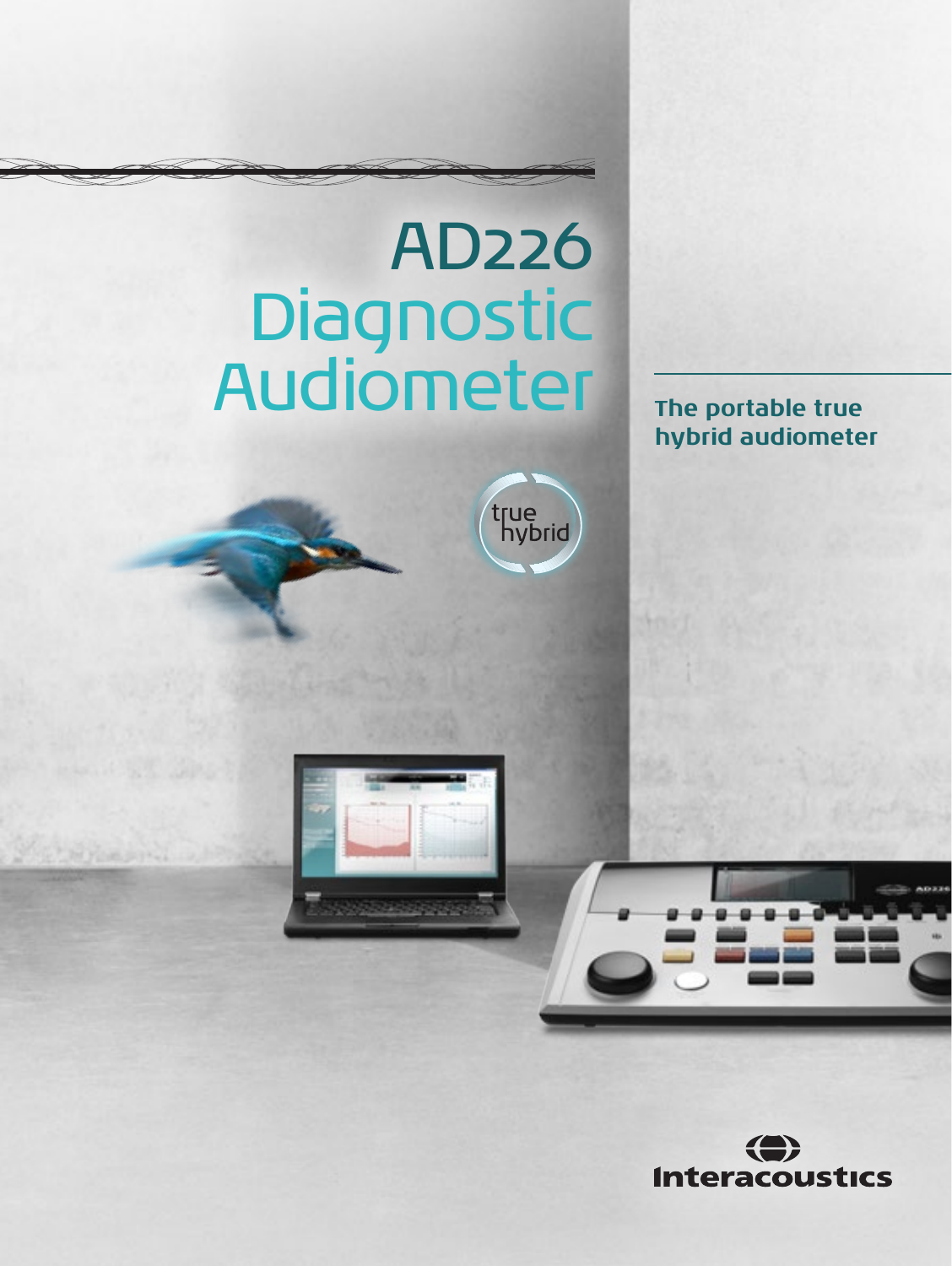# AD226 Diagnostic Audiometer

## The portable true hybrid audiometer

true hybrid

Interacoustics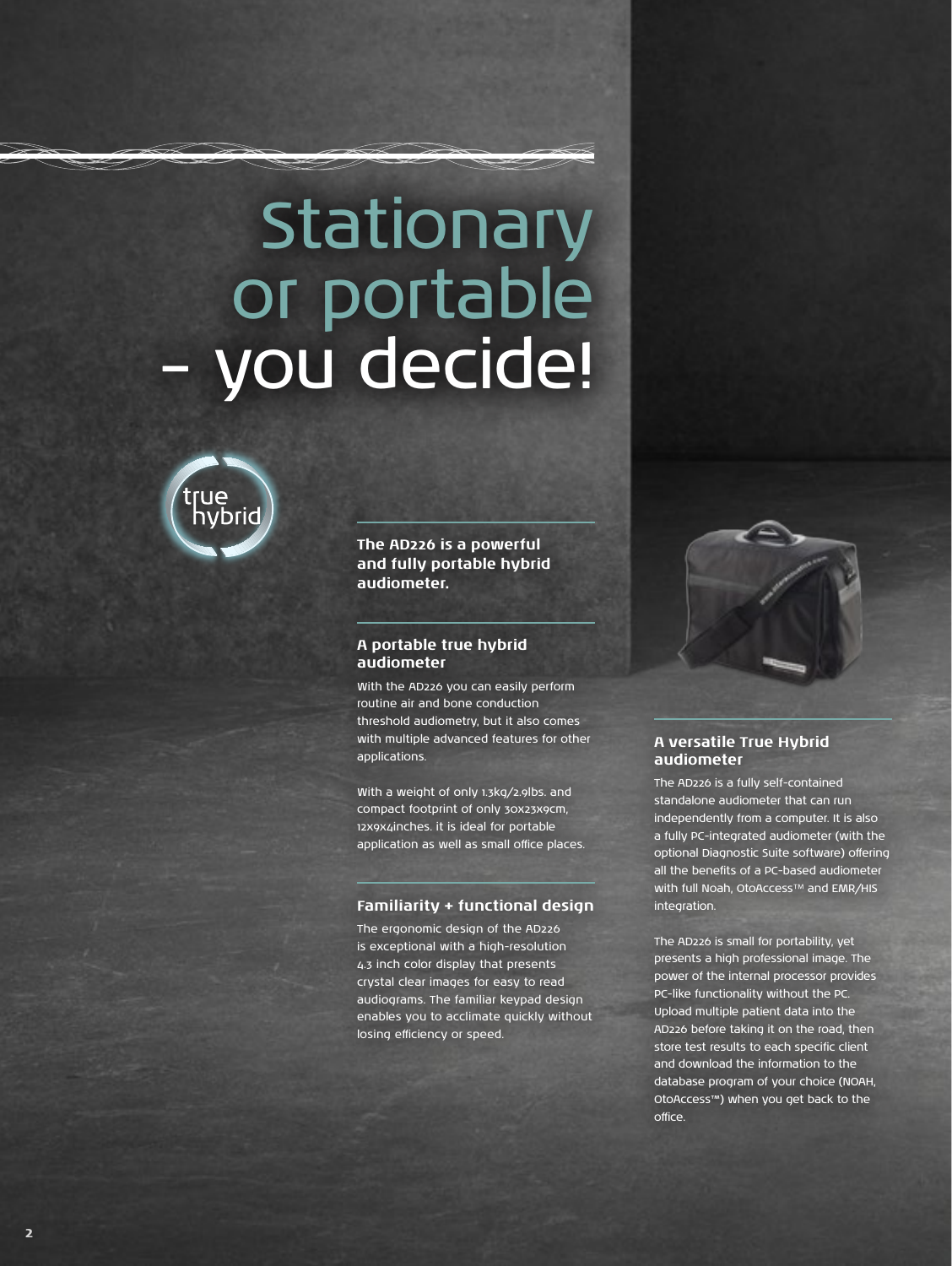# Stationary or portable – you decide!

true hybrid

**The AD226 is a powerful and fully portable hybrid audiometer.**

## A portable true hybrid audiometer

With the AD226 you can easily perform routine air and bone conduction threshold audiometry, but it also comes with multiple advanced features for other applications.

With a weight of only 1.3kg/2.9lbs. and compact footprint of only 30x23x9cm, 12x9x4inches. it is ideal for portable application as well as small office places.

## Familiarity + functional design

The ergonomic design of the AD226 is exceptional with a high-resolution 4.3 inch color display that presents crystal clear images for easy to read audiograms. The familiar keypad design enables you to acclimate quickly without losing efficiency or speed.

## A versatile True Hybrid audiometer

The AD226 is a fully self-contained standalone audiometer that can run independently from a computer. It is also a fully PC-integrated audiometer (with the optional Diagnostic Suite software) offering all the benefits of a PC-based audiometer with full Noah, OtoAccess™ and EMR/HIS integration.

The AD226 is small for portability, yet presents a high professional image. The power of the internal processor provides PC-like functionality without the PC. Upload multiple patient data into the AD226 before taking it on the road, then store test results to each specific client and download the information to the database program of your choice (NOAH, OtoAccess™) when you get back to the office.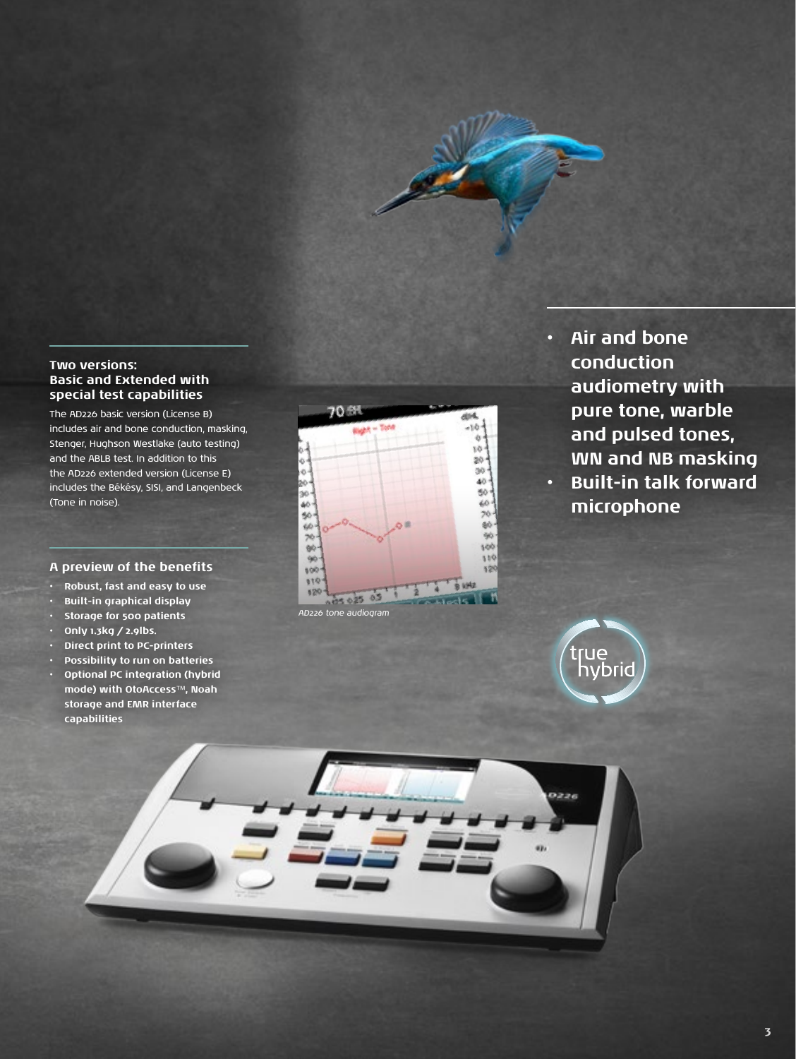## Two versions: Basic and Extended with special test capabilities

The AD226 basic version (License B) includes air and bone conduction, masking, Stenger, Hughson Westlake (auto testing) and the ABLB test. In addition to this the AD226 extended version (License E) includes the Békésy, SISI, and Langenbeck (Tone in noise).

## A preview of the benefits

- Robust, fast and easy to use
- Built-in graphical display
- Storage for 500 patients
- Only 1.3kg / 2.9lbs.
- Direct print to PC-printers
- Possibility to run on batteries
- Optional PC integration (hybrid mode) with OtoAccess™, Noah storage and EMR interface capabilities

*AD226 tone audiogram*

- **Air and bone conduction audiometry with pure tone, warble and pulsed tones, WN and NB masking**
- **Built-in talk forward microphone**

true hybrid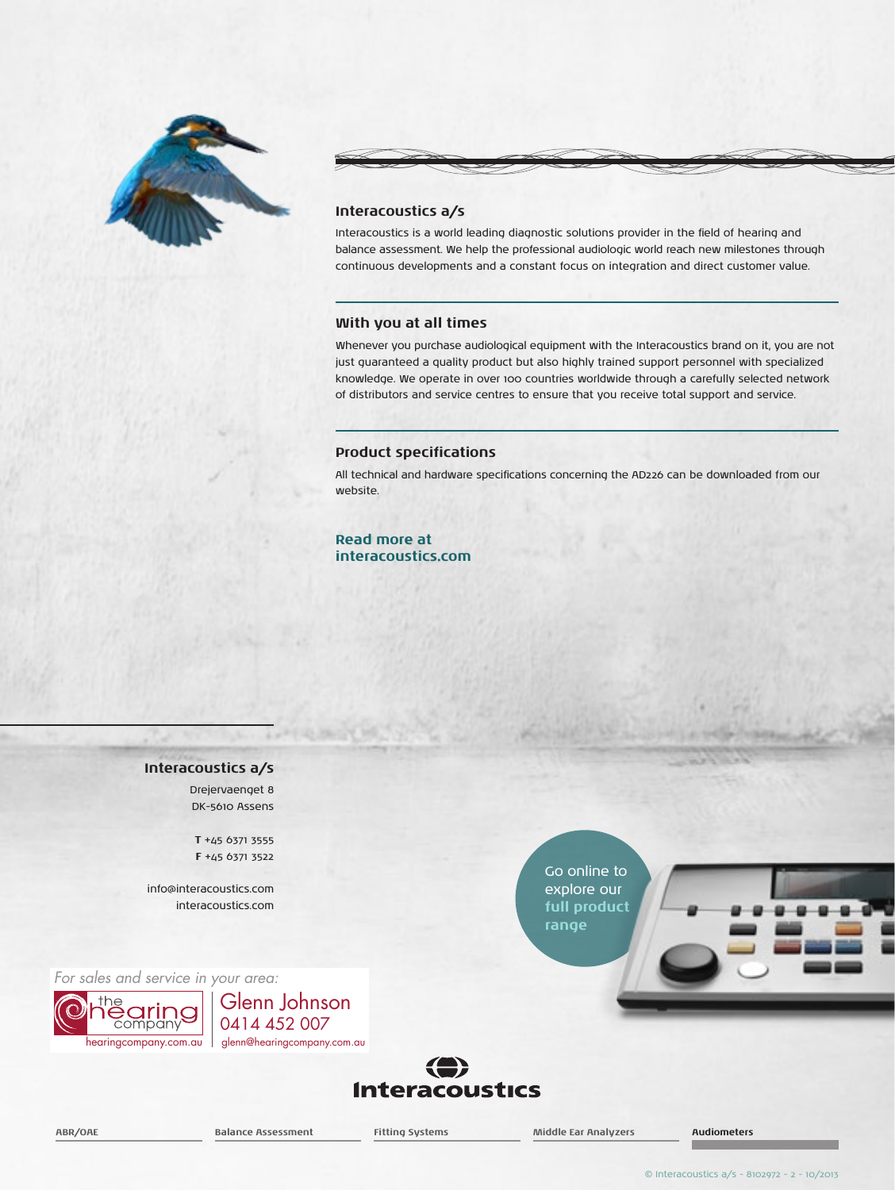## Interacoustics a/s

Interacoustics is a world leading diagnostic solutions provider in the field of hearing and balance assessment. We help the professional audiologic world reach new milestones through continuous developments and a constant focus on integration and direct customer value.

## With you at all times

Whenever you purchase audiological equipment with the Interacoustics brand on it, you are not just guaranteed a quality product but also highly trained support personnel with specialized knowledge. We operate in over 100 countries worldwide through a carefully selected network of distributors and service centres to ensure that you receive total support and service.

## Product specifications

All technical and hardware specifications concerning the AD226 can be downloaded from our website.

**Read more at interacoustics.com**

**Interacoustics a/s**

Drejervaenget 8
DK-5610 Assens

**T** +45 6371 3555
**F** +45 6371 3522

info@interacoustics.com
interacoustics.com

Go online to explore our **full product range**

*For sales and service in your area:*

the hearing company
hearingcompany.com.au

Glenn Johnson
0414 452 007
glenn@hearingcompany.com.au

Interacoustics

ABR/OAE | Balance Assessment | Fitting Systems | Middle Ear Analyzers | **Audiometers**

© Interacoustics a/s - 8102972 - 2 - 10/2013